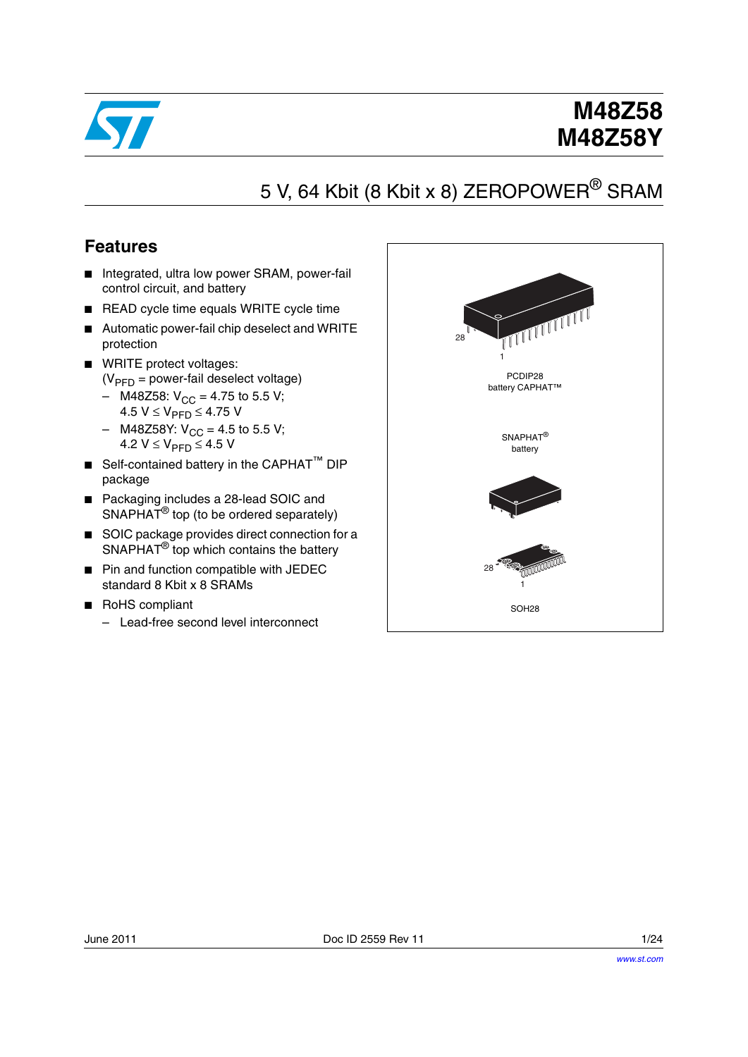# M48Z58
# M48Z58Y

## 5 V, 64 Kbit (8 Kbit x 8) ZEROPOWER® SRAM

### Features

- Integrated, ultra low power SRAM, power-fail control circuit, and battery
- READ cycle time equals WRITE cycle time
- Automatic power-fail chip deselect and WRITE protection
- WRITE protect voltages: ($V_{PFD}$ = power-fail deselect voltage)
  - M48Z58: $V_{CC}$ = 4.75 to 5.5 V; 4.5 V ≤ $V_{PFD}$ ≤ 4.75 V
  - M48Z58Y: $V_{CC}$ = 4.5 to 5.5 V; 4.2 V ≤ $V_{PFD}$ ≤ 4.5 V
- Self-contained battery in the CAPHAT™ DIP package
- Packaging includes a 28-lead SOIC and SNAPHAT® top (to be ordered separately)
- SOIC package provides direct connection for a SNAPHAT® top which contains the battery
- Pin and function compatible with JEDEC standard 8 Kbit x 8 SRAMs
- RoHS compliant
  - Lead-free second level interconnect

PCDIP28 battery CAPHAT™

SNAPHAT® battery

SOH28

June 2011 Doc ID 2559 Rev 11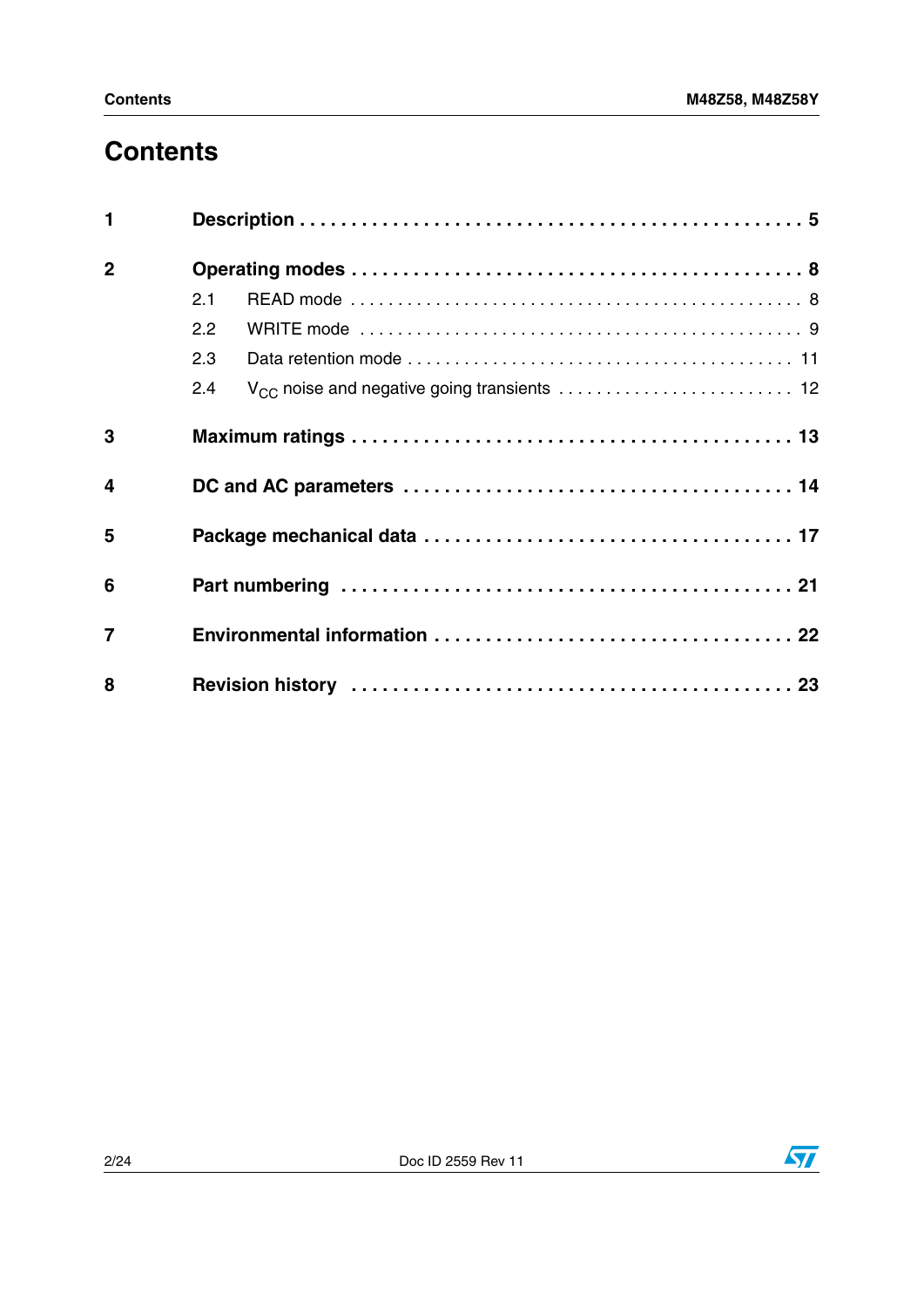# Contents

| | | |
|---|---|---|
| **1** | **Description** | **5** |
| **2** | **Operating modes** | **8** |
| | 2.1 READ mode | 8 |
| | 2.2 WRITE mode | 9 |
| | 2.3 Data retention mode | 11 |
| | 2.4 $V_{CC}$ noise and negative going transients | 12 |
| **3** | **Maximum ratings** | **13** |
| **4** | **DC and AC parameters** | **14** |
| **5** | **Package mechanical data** | **17** |
| **6** | **Part numbering** | **21** |
| **7** | **Environmental information** | **22** |
| **8** | **Revision history** | **23** |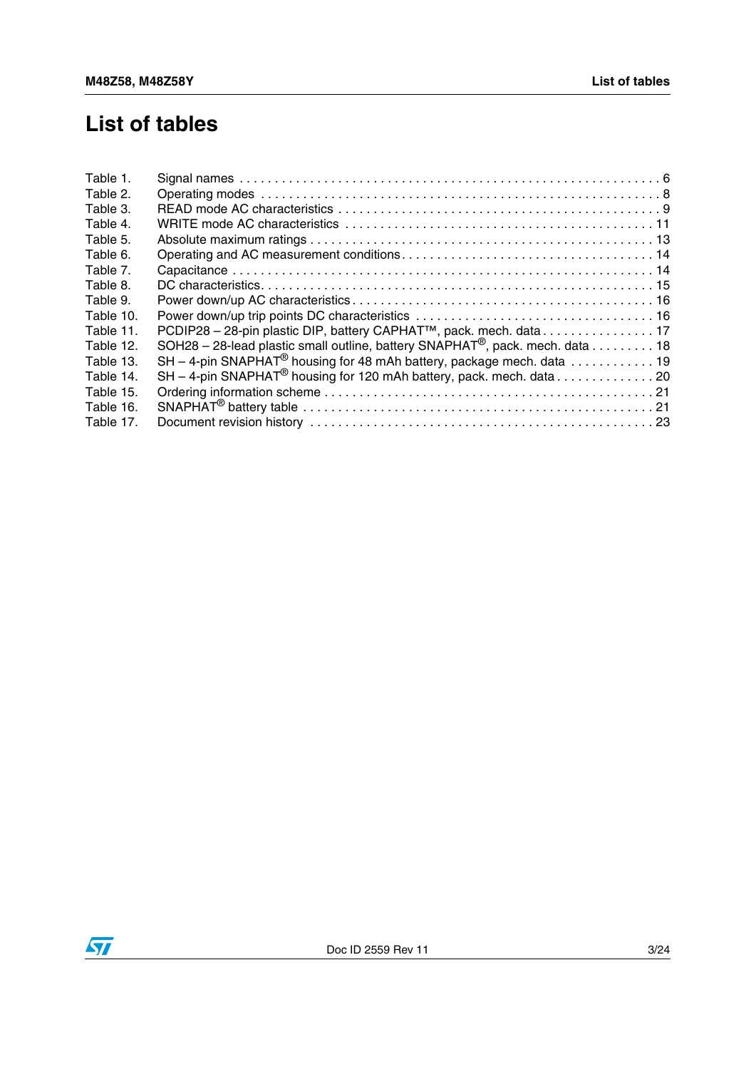# List of tables

| | | |
|---|---|---|
| Table 1. | Signal names | 6 |
| Table 2. | Operating modes | 8 |
| Table 3. | READ mode AC characteristics | 9 |
| Table 4. | WRITE mode AC characteristics | 11 |
| Table 5. | Absolute maximum ratings | 13 |
| Table 6. | Operating and AC measurement conditions | 14 |
| Table 7. | Capacitance | 14 |
| Table 8. | DC characteristics | 15 |
| Table 9. | Power down/up AC characteristics | 16 |
| Table 10. | Power down/up trip points DC characteristics | 16 |
| Table 11. | PCDIP28 – 28-pin plastic DIP, battery CAPHAT™, pack. mech. data | 17 |
| Table 12. | SOH28 – 28-lead plastic small outline, battery SNAPHAT®, pack. mech. data | 18 |
| Table 13. | SH – 4-pin SNAPHAT® housing for 48 mAh battery, package mech. data | 19 |
| Table 14. | SH – 4-pin SNAPHAT® housing for 120 mAh battery, pack. mech. data | 20 |
| Table 15. | Ordering information scheme | 21 |
| Table 16. | SNAPHAT® battery table | 21 |
| Table 17. | Document revision history | 23 |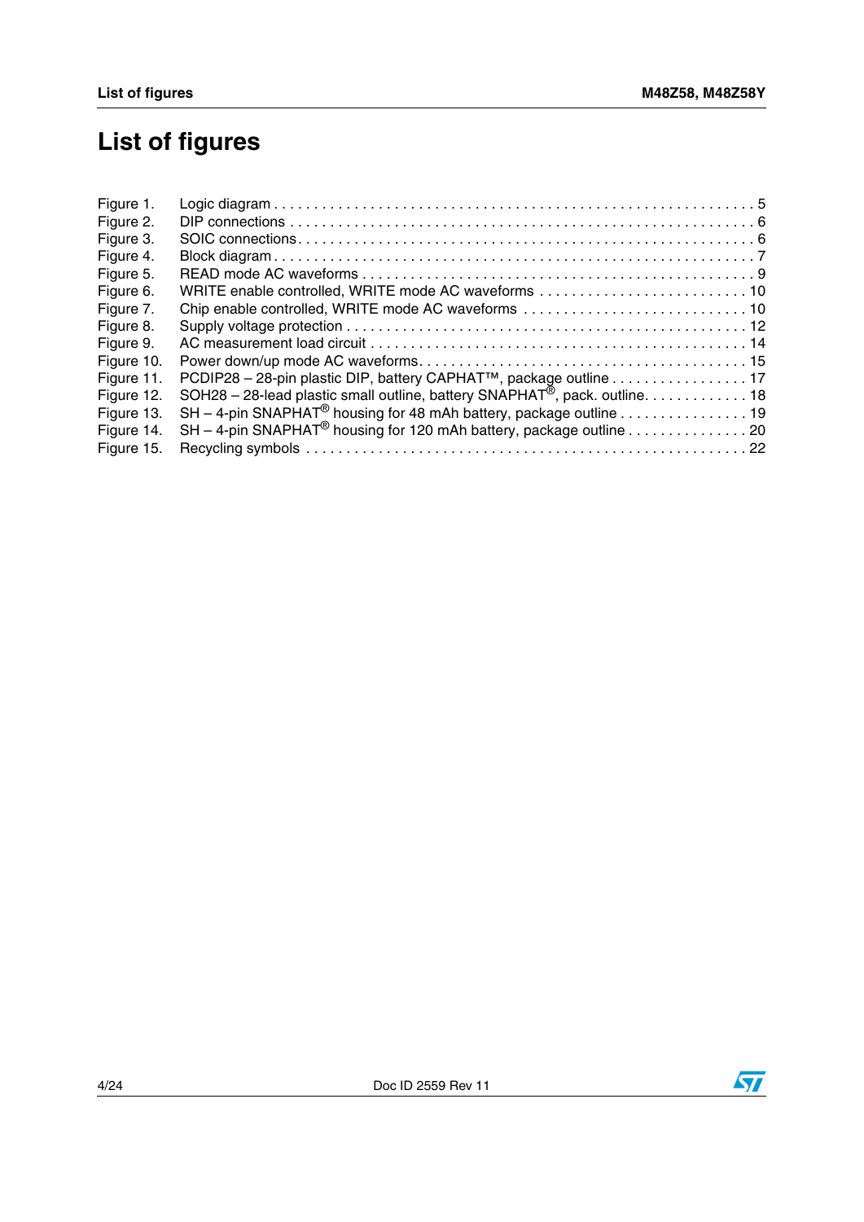# List of figures

Figure 1. Logic diagram . . . . . . . . . . . . . . . . . . . . . . . . . . . . . . . . . . . . . . . . . . . . . . . . . . . . . . . . . . . 5
Figure 2. DIP connections . . . . . . . . . . . . . . . . . . . . . . . . . . . . . . . . . . . . . . . . . . . . . . . . . . . . . . . . . 6
Figure 3. SOIC connections. . . . . . . . . . . . . . . . . . . . . . . . . . . . . . . . . . . . . . . . . . . . . . . . . . . . . . . . 6
Figure 4. Block diagram . . . . . . . . . . . . . . . . . . . . . . . . . . . . . . . . . . . . . . . . . . . . . . . . . . . . . . . . . . 7
Figure 5. READ mode AC waveforms . . . . . . . . . . . . . . . . . . . . . . . . . . . . . . . . . . . . . . . . . . . . . . . . 9
Figure 6. WRITE enable controlled, WRITE mode AC waveforms . . . . . . . . . . . . . . . . . . . . . . . . . . 10
Figure 7. Chip enable controlled, WRITE mode AC waveforms . . . . . . . . . . . . . . . . . . . . . . . . . . . . 10
Figure 8. Supply voltage protection . . . . . . . . . . . . . . . . . . . . . . . . . . . . . . . . . . . . . . . . . . . . . . . . . 12
Figure 9. AC measurement load circuit . . . . . . . . . . . . . . . . . . . . . . . . . . . . . . . . . . . . . . . . . . . . . . 14
Figure 10. Power down/up mode AC waveforms. . . . . . . . . . . . . . . . . . . . . . . . . . . . . . . . . . . . . . . . 15
Figure 11. PCDIP28 – 28-pin plastic DIP, battery CAPHAT™, package outline . . . . . . . . . . . . . . . . . 17
Figure 12. SOH28 – 28-lead plastic small outline, battery SNAPHAT®, pack. outline. . . . . . . . . . . . . 18
Figure 13. SH – 4-pin SNAPHAT® housing for 48 mAh battery, package outline . . . . . . . . . . . . . . . . 19
Figure 14. SH – 4-pin SNAPHAT® housing for 120 mAh battery, package outline . . . . . . . . . . . . . . . 20
Figure 15. Recycling symbols . . . . . . . . . . . . . . . . . . . . . . . . . . . . . . . . . . . . . . . . . . . . . . . . . . . . . 22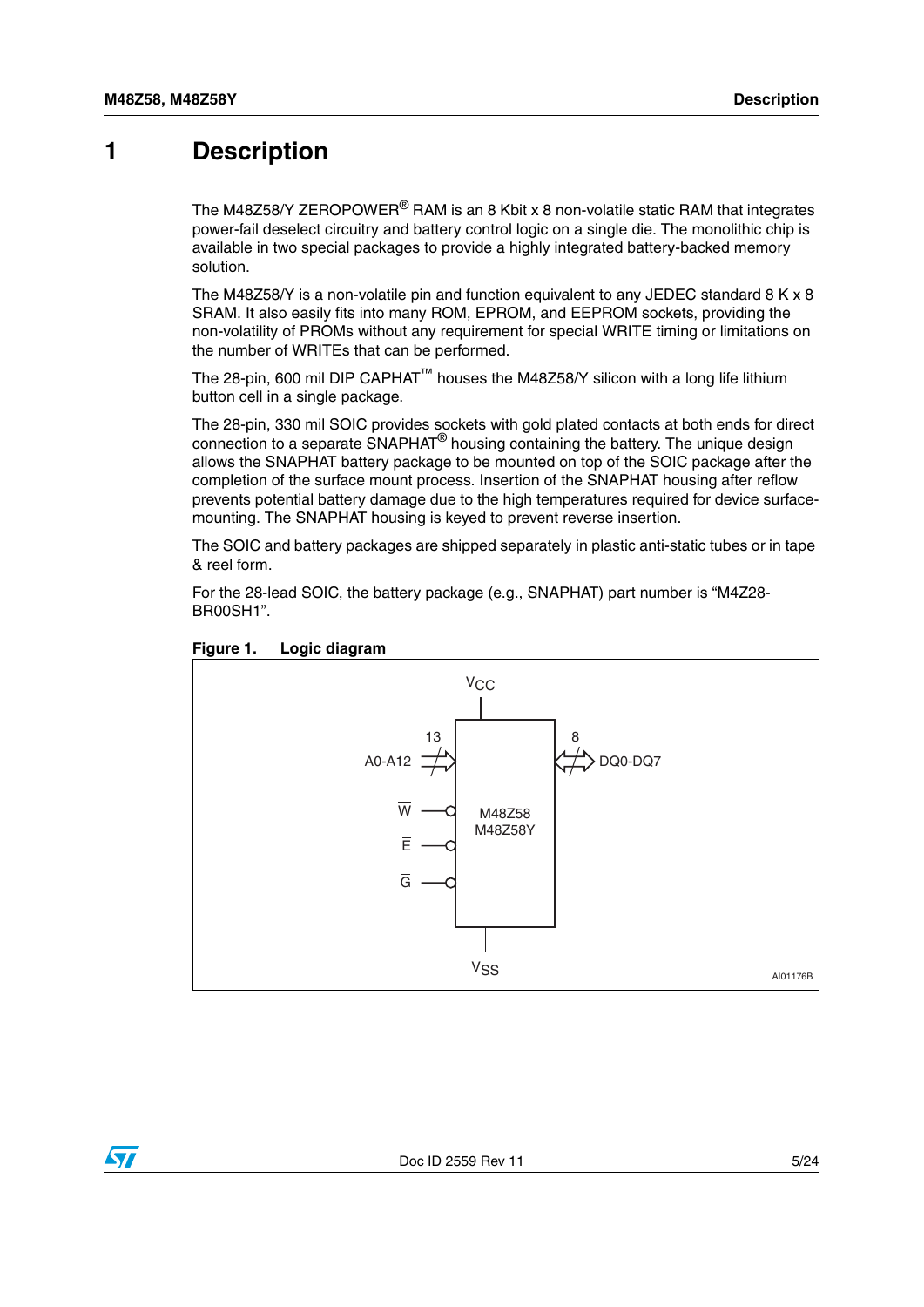# 1 Description

The M48Z58/Y ZEROPOWER® RAM is an 8 Kbit x 8 non-volatile static RAM that integrates power-fail deselect circuitry and battery control logic on a single die. The monolithic chip is available in two special packages to provide a highly integrated battery-backed memory solution.

The M48Z58/Y is a non-volatile pin and function equivalent to any JEDEC standard 8 K x 8 SRAM. It also easily fits into many ROM, EPROM, and EEPROM sockets, providing the non-volatility of PROMs without any requirement for special WRITE timing or limitations on the number of WRITEs that can be performed.

The 28-pin, 600 mil DIP CAPHAT™ houses the M48Z58/Y silicon with a long life lithium button cell in a single package.

The 28-pin, 330 mil SOIC provides sockets with gold plated contacts at both ends for direct connection to a separate SNAPHAT® housing containing the battery. The unique design allows the SNAPHAT battery package to be mounted on top of the SOIC package after the completion of the surface mount process. Insertion of the SNAPHAT housing after reflow prevents potential battery damage due to the high temperatures required for device surface-mounting. The SNAPHAT housing is keyed to prevent reverse insertion.

The SOIC and battery packages are shipped separately in plastic anti-static tubes or in tape & reel form.

For the 28-lead SOIC, the battery package (e.g., SNAPHAT) part number is “M4Z28-BR00SH1”.

**Figure 1. Logic diagram**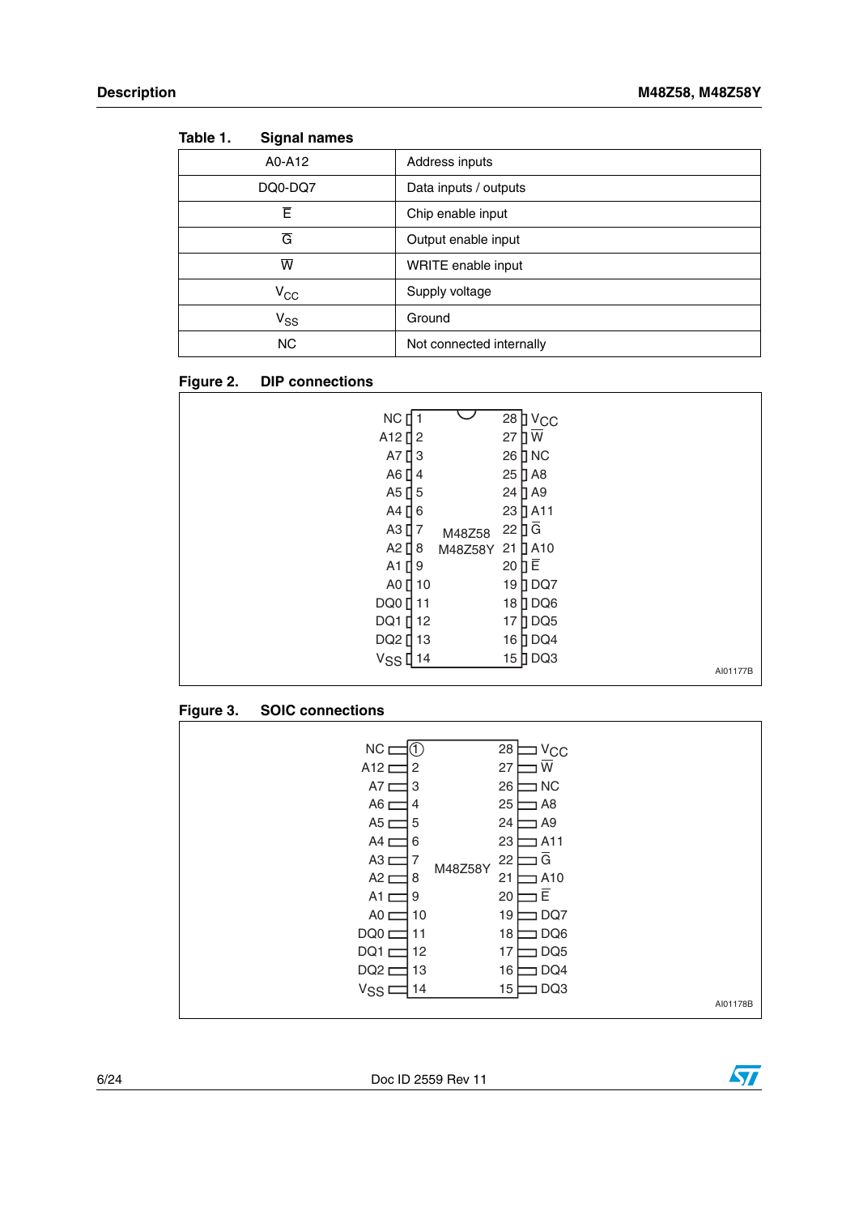**Table 1. Signal names**

| Signal | Description |
|---|---|
| A0-A12 | Address inputs |
| DQ0-DQ7 | Data inputs / outputs |
| $\overline{E}$ | Chip enable input |
| $\overline{G}$ | Output enable input |
| $\overline{W}$ | WRITE enable input |
| $V_{CC}$ | Supply voltage |
| $V_{SS}$ | Ground |
| NC | Not connected internally |

**Figure 2. DIP connections**

| Signal | Pin | Pin | Signal |
|---|---|---|---|
| NC | 1 | 28 | $V_{CC}$ |
| A12 | 2 | 27 | $\overline{W}$ |
| A7 | 3 | 26 | NC |
| A6 | 4 | 25 | A8 |
| A5 | 5 | 24 | A9 |
| A4 | 6 | 23 | A11 |
| A3 | 7 | 22 | $\overline{G}$ |
| A2 | 8 | 21 | A10 |
| A1 | 9 | 20 | $\overline{E}$ |
| A0 | 10 | 19 | DQ7 |
| DQ0 | 11 | 18 | DQ6 |
| DQ1 | 12 | 17 | DQ5 |
| DQ2 | 13 | 16 | DQ4 |
| $V_{SS}$ | 14 | 15 | DQ3 |

M48Z58, M48Z58Y

AI01177B

**Figure 3. SOIC connections**

| Signal | Pin | Pin | Signal |
|---|---|---|---|
| NC | 1 | 28 | $V_{CC}$ |
| A12 | 2 | 27 | $\overline{W}$ |
| A7 | 3 | 26 | NC |
| A6 | 4 | 25 | A8 |
| A5 | 5 | 24 | A9 |
| A4 | 6 | 23 | A11 |
| A3 | 7 | 22 | $\overline{G}$ |
| A2 | 8 | 21 | A10 |
| A1 | 9 | 20 | $\overline{E}$ |
| A0 | 10 | 19 | DQ7 |
| DQ0 | 11 | 18 | DQ6 |
| DQ1 | 12 | 17 | DQ5 |
| DQ2 | 13 | 16 | DQ4 |
| $V_{SS}$ | 14 | 15 | DQ3 |

M48Z58Y

AI01178B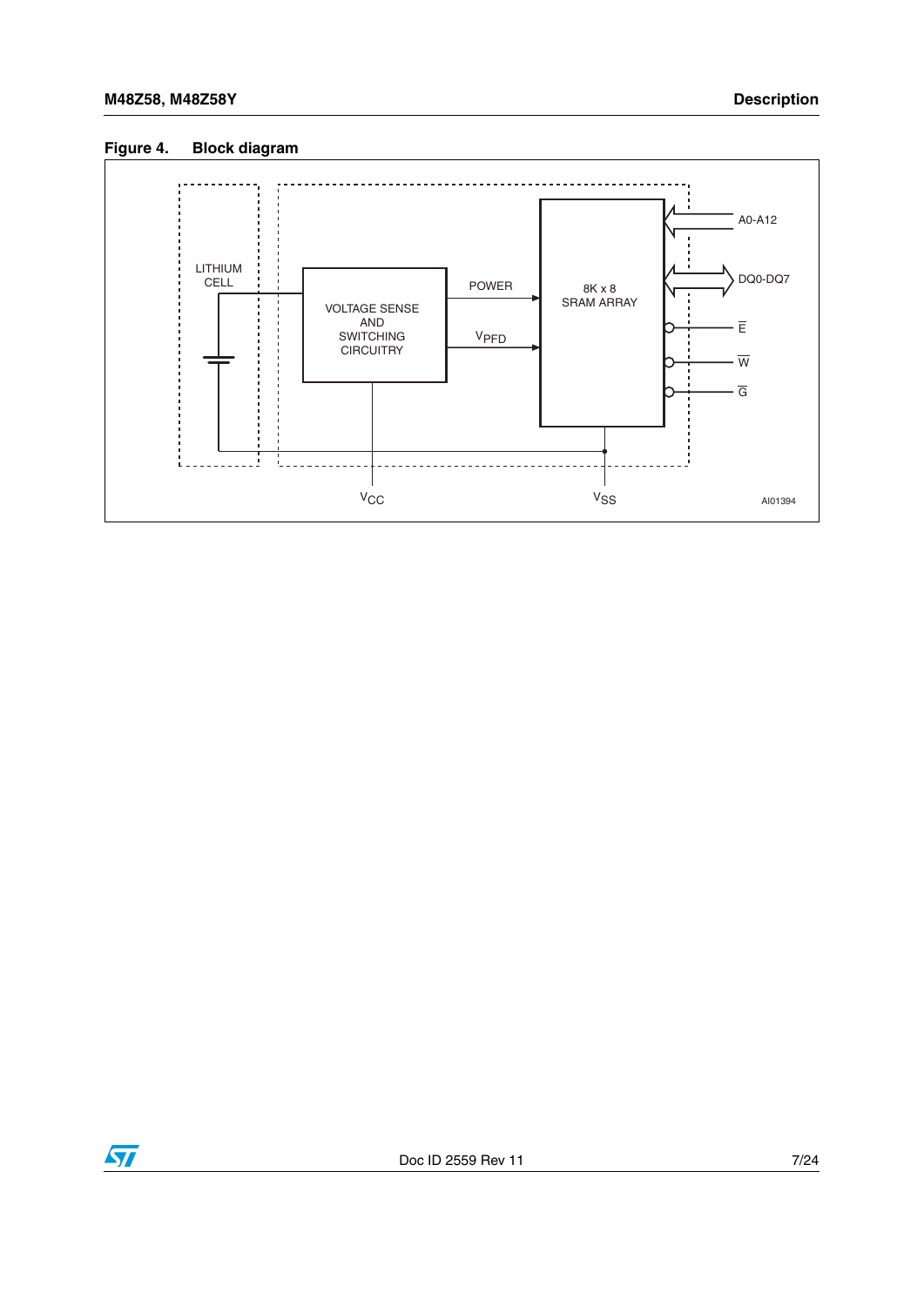Figure 4. Block diagram

LITHIUM CELL

VOLTAGE SENSE AND SWITCHING CIRCUITRY

POWER

$V_{PFD}$

8K x 8 SRAM ARRAY

A0-A12

DQ0-DQ7

$\overline{E}$

$\overline{W}$

$\overline{G}$

$V_{CC}$

$V_{SS}$

AI01394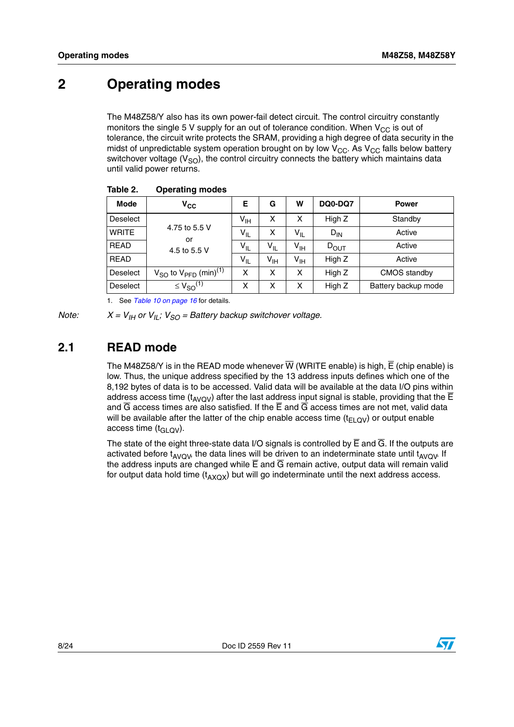# 2 Operating modes

The M48Z58/Y also has its own power-fail detect circuit. The control circuitry constantly monitors the single 5 V supply for an out of tolerance condition. When $V_{CC}$ is out of tolerance, the circuit write protects the SRAM, providing a high degree of data security in the midst of unpredictable system operation brought on by low $V_{CC}$. As $V_{CC}$ falls below battery switchover voltage ($V_{SO}$), the control circuitry connects the battery which maintains data until valid power returns.

**Table 2. Operating modes**

| Mode | $V_{CC}$ | $\overline{E}$ | $\overline{G}$ | $\overline{W}$ | DQ0-DQ7 | Power |
|---|---|---|---|---|---|---|
| Deselect | 4.75 to 5.5 V or 4.5 to 5.5 V | $V_{IH}$ | X | X | High Z | Standby |
| WRITE | | $V_{IL}$ | X | $V_{IL}$ | $D_{IN}$ | Active |
| READ | | $V_{IL}$ | $V_{IL}$ | $V_{IH}$ | $D_{OUT}$ | Active |
| READ | | $V_{IL}$ | $V_{IH}$ | $V_{IH}$ | High Z | Active |
| Deselect | $V_{SO}$ to $V_{PFD}$ (min)[1] | X | X | X | High Z | CMOS standby |
| Deselect | $\leq V_{SO}$[1] | X | X | X | High Z | Battery backup mode |

1. See *Table 10 on page 16* for details.

*Note: X = $V_{IH}$ or $V_{IL}$; $V_{SO}$ = Battery backup switchover voltage.*

## 2.1 READ mode

The M48Z58/Y is in the READ mode whenever $\overline{W}$ (WRITE enable) is high, $\overline{E}$ (chip enable) is low. Thus, the unique address specified by the 13 address inputs defines which one of the 8,192 bytes of data is to be accessed. Valid data will be available at the data I/O pins within address access time ($t_{AVQV}$) after the last address input signal is stable, providing that the $\overline{E}$ and $\overline{G}$ access times are also satisfied. If the $\overline{E}$ and $\overline{G}$ access times are not met, valid data will be available after the latter of the chip enable access time ($t_{ELQV}$) or output enable access time ($t_{GLQV}$).

The state of the eight three-state data I/O signals is controlled by $\overline{E}$ and $\overline{G}$. If the outputs are activated before $t_{AVQV}$, the data lines will be driven to an indeterminate state until $t_{AVQV}$. If the address inputs are changed while $\overline{E}$ and $\overline{G}$ remain active, output data will remain valid for output data hold time ($t_{AXQX}$) but will go indeterminate until the next address access.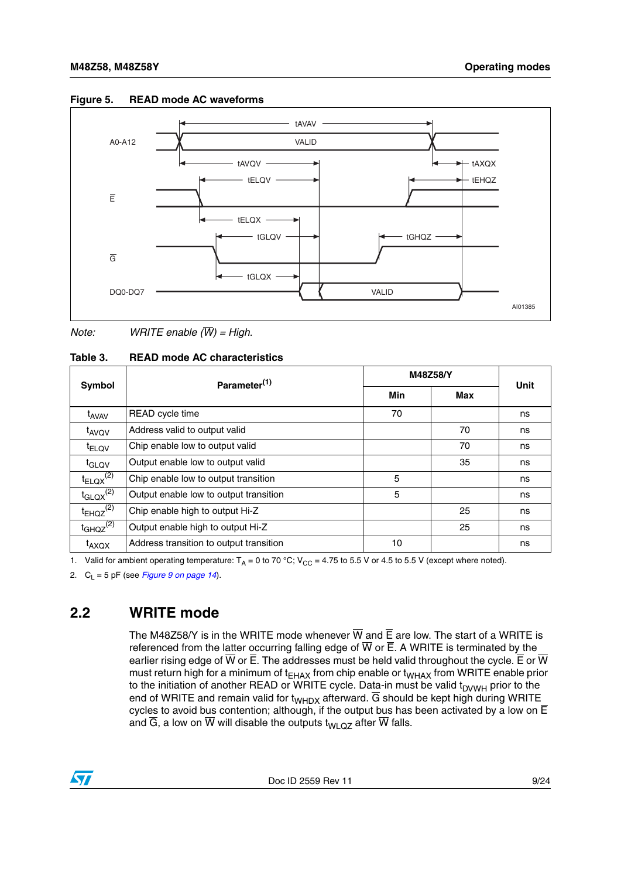**Figure 5. READ mode AC waveforms**

*Note: WRITE enable ($\overline{W}$) = High.*

**Table 3. READ mode AC characteristics**

| Symbol | Parameter[1] | M48Z58/Y | | Unit |
|---|---|---|---|---|
| | | Min | Max | |
| $t_{AVAV}$ | READ cycle time | 70 | | ns |
| $t_{AVQV}$ | Address valid to output valid | | 70 | ns |
| $t_{ELQV}$ | Chip enable low to output valid | | 70 | ns |
| $t_{GLQV}$ | Output enable low to output valid | | 35 | ns |
| $t_{ELQX}$[2] | Chip enable low to output transition | 5 | | ns |
| $t_{GLQX}$[2] | Output enable low to output transition | 5 | | ns |
| $t_{EHQZ}$[2] | Chip enable high to output Hi-Z | | 25 | ns |
| $t_{GHQZ}$[2] | Output enable high to output Hi-Z | | 25 | ns |
| $t_{AXQX}$ | Address transition to output transition | 10 | | ns |

1. Valid for ambient operating temperature: $T_A$ = 0 to 70 °C; $V_{CC}$ = 4.75 to 5.5 V or 4.5 to 5.5 V (except where noted).
2. $C_L$ = 5 pF (see *Figure 9 on page 14*).

## 2.2 WRITE mode

The M48Z58/Y is in the WRITE mode whenever $\overline{W}$ and $\overline{E}$ are low. The start of a WRITE is referenced from the latter occurring falling edge of $\overline{W}$ or $\overline{E}$. A WRITE is terminated by the earlier rising edge of $\overline{W}$ or $\overline{E}$. The addresses must be held valid throughout the cycle. $\overline{E}$ or $\overline{W}$ must return high for a minimum of $t_{EHAX}$ from chip enable or $t_{WHAX}$ from WRITE enable prior to the initiation of another READ or WRITE cycle. Data-in must be valid $t_{DVWH}$ prior to the end of WRITE and remain valid for $t_{WHDX}$ afterward. $\overline{G}$ should be kept high during WRITE cycles to avoid bus contention; although, if the output bus has been activated by a low on $\overline{E}$ and $\overline{G}$, a low on $\overline{W}$ will disable the outputs $t_{WLQZ}$ after $\overline{W}$ falls.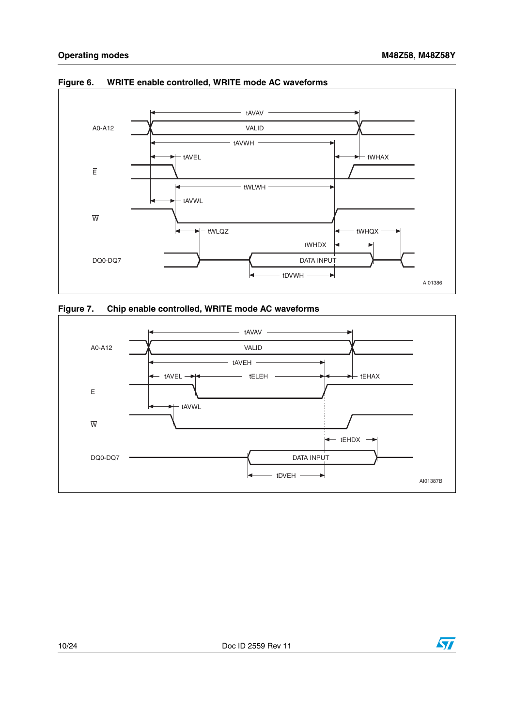Figure 6. WRITE enable controlled, WRITE mode AC waveforms

Figure 7. Chip enable controlled, WRITE mode AC waveforms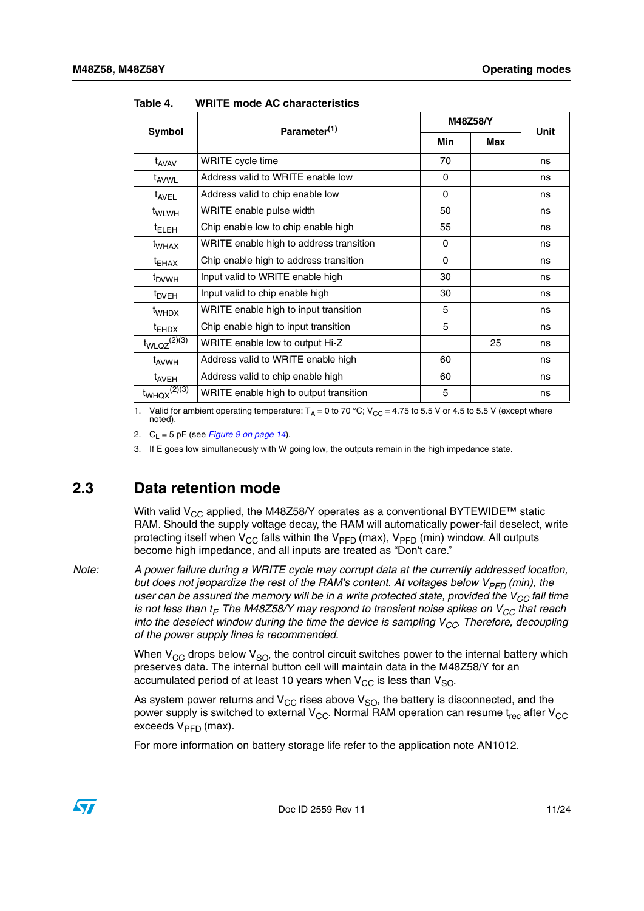Table 4. WRITE mode AC characteristics

| Symbol | Parameter[1] | M48Z58/Y | | Unit |
|---|---|---|---|---|
| | | Min | Max | |
| $t_{AVAV}$ | WRITE cycle time | 70 | | ns |
| $t_{AVWL}$ | Address valid to WRITE enable low | 0 | | ns |
| $t_{AVEL}$ | Address valid to chip enable low | 0 | | ns |
| $t_{WLWH}$ | WRITE enable pulse width | 50 | | ns |
| $t_{ELEH}$ | Chip enable low to chip enable high | 55 | | ns |
| $t_{WHAX}$ | WRITE enable high to address transition | 0 | | ns |
| $t_{EHAX}$ | Chip enable high to address transition | 0 | | ns |
| $t_{DVWH}$ | Input valid to WRITE enable high | 30 | | ns |
| $t_{DVEH}$ | Input valid to chip enable high | 30 | | ns |
| $t_{WHDX}$ | WRITE enable high to input transition | 5 | | ns |
| $t_{EHDX}$ | Chip enable high to input transition | 5 | | ns |
| $t_{WLQZ}$[2][3] | WRITE enable low to output Hi-Z | | 25 | ns |
| $t_{AVWH}$ | Address valid to WRITE enable high | 60 | | ns |
| $t_{AVEH}$ | Address valid to chip enable high | 60 | | ns |
| $t_{WHQX}$[2][3] | WRITE enable high to output transition | 5 | | ns |

1. Valid for ambient operating temperature: $T_A$ = 0 to 70 °C; $V_{CC}$ = 4.75 to 5.5 V or 4.5 to 5.5 V (except where noted).
2. $C_L$ = 5 pF (see *Figure 9 on page 14*).
3. If $\overline{E}$ goes low simultaneously with $\overline{W}$ going low, the outputs remain in the high impedance state.

## 2.3 Data retention mode

With valid $V_{CC}$ applied, the M48Z58/Y operates as a conventional BYTEWIDE™ static RAM. Should the supply voltage decay, the RAM will automatically power-fail deselect, write protecting itself when $V_{CC}$ falls within the $V_{PFD}$ (max), $V_{PFD}$ (min) window. All outputs become high impedance, and all inputs are treated as "Don't care."

Note: *A power failure during a WRITE cycle may corrupt data at the currently addressed location, but does not jeopardize the rest of the RAM's content. At voltages below $V_{PFD}$ (min), the user can be assured the memory will be in a write protected state, provided the $V_{CC}$ fall time is not less than $t_F$. The M48Z58/Y may respond to transient noise spikes on $V_{CC}$ that reach into the deselect window during the time the device is sampling $V_{CC}$. Therefore, decoupling of the power supply lines is recommended.*

When $V_{CC}$ drops below $V_{SO}$, the control circuit switches power to the internal battery which preserves data. The internal button cell will maintain data in the M48Z58/Y for an accumulated period of at least 10 years when $V_{CC}$ is less than $V_{SO}$.

As system power returns and $V_{CC}$ rises above $V_{SO}$, the battery is disconnected, and the power supply is switched to external $V_{CC}$. Normal RAM operation can resume $t_{rec}$ after $V_{CC}$ exceeds $V_{PFD}$ (max).

For more information on battery storage life refer to the application note AN1012.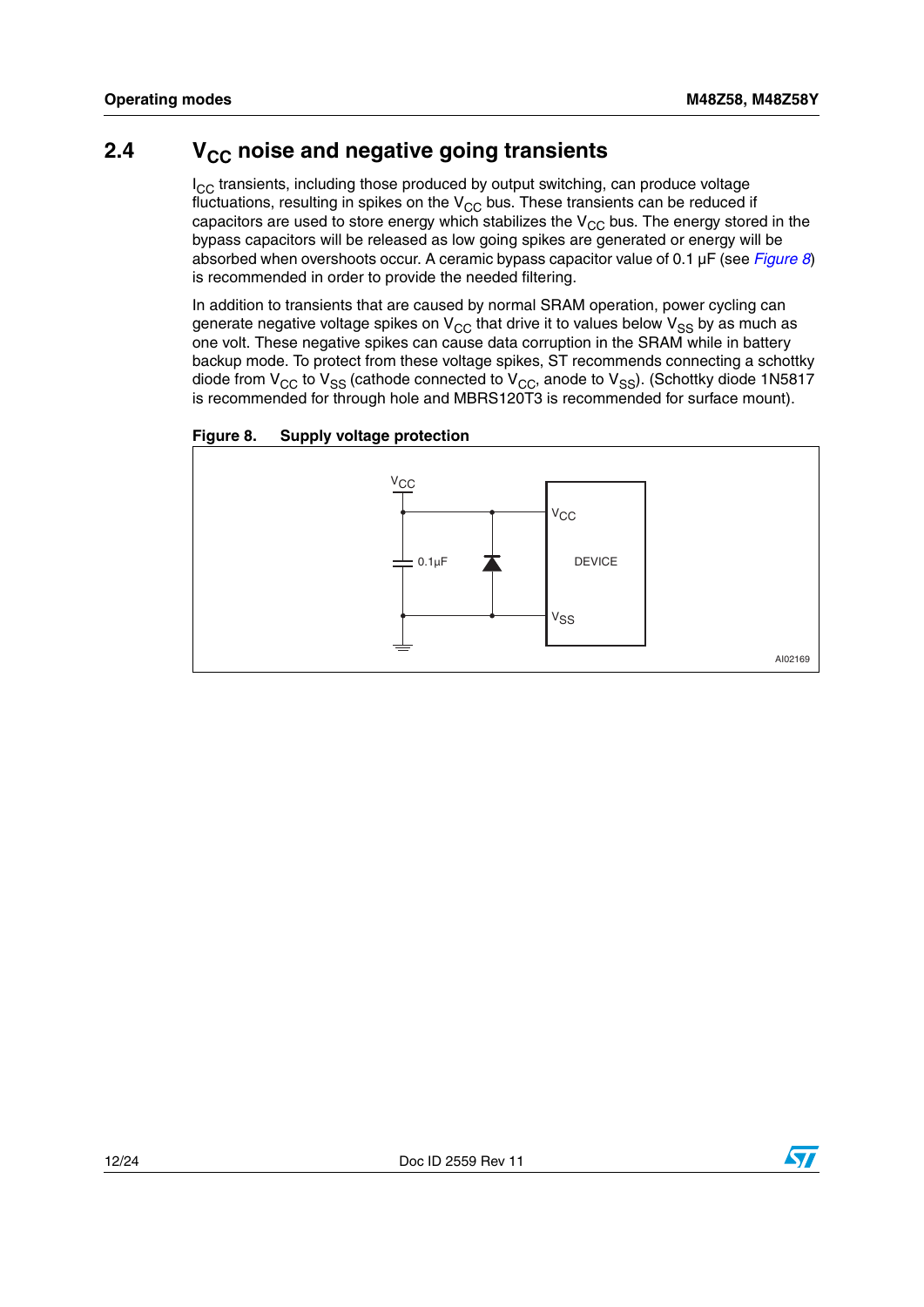## 2.4 $V_{CC}$ noise and negative going transients

$I_{CC}$ transients, including those produced by output switching, can produce voltage fluctuations, resulting in spikes on the $V_{CC}$ bus. These transients can be reduced if capacitors are used to store energy which stabilizes the $V_{CC}$ bus. The energy stored in the bypass capacitors will be released as low going spikes are generated or energy will be absorbed when overshoots occur. A ceramic bypass capacitor value of 0.1 µF (see *Figure 8*) is recommended in order to provide the needed filtering.

In addition to transients that are caused by normal SRAM operation, power cycling can generate negative voltage spikes on $V_{CC}$ that drive it to values below $V_{SS}$ by as much as one volt. These negative spikes can cause data corruption in the SRAM while in battery backup mode. To protect from these voltage spikes, ST recommends connecting a schottky diode from $V_{CC}$ to $V_{SS}$ (cathode connected to $V_{CC}$, anode to $V_{SS}$). (Schottky diode 1N5817 is recommended for through hole and MBRS120T3 is recommended for surface mount).

**Figure 8. Supply voltage protection**

AI02169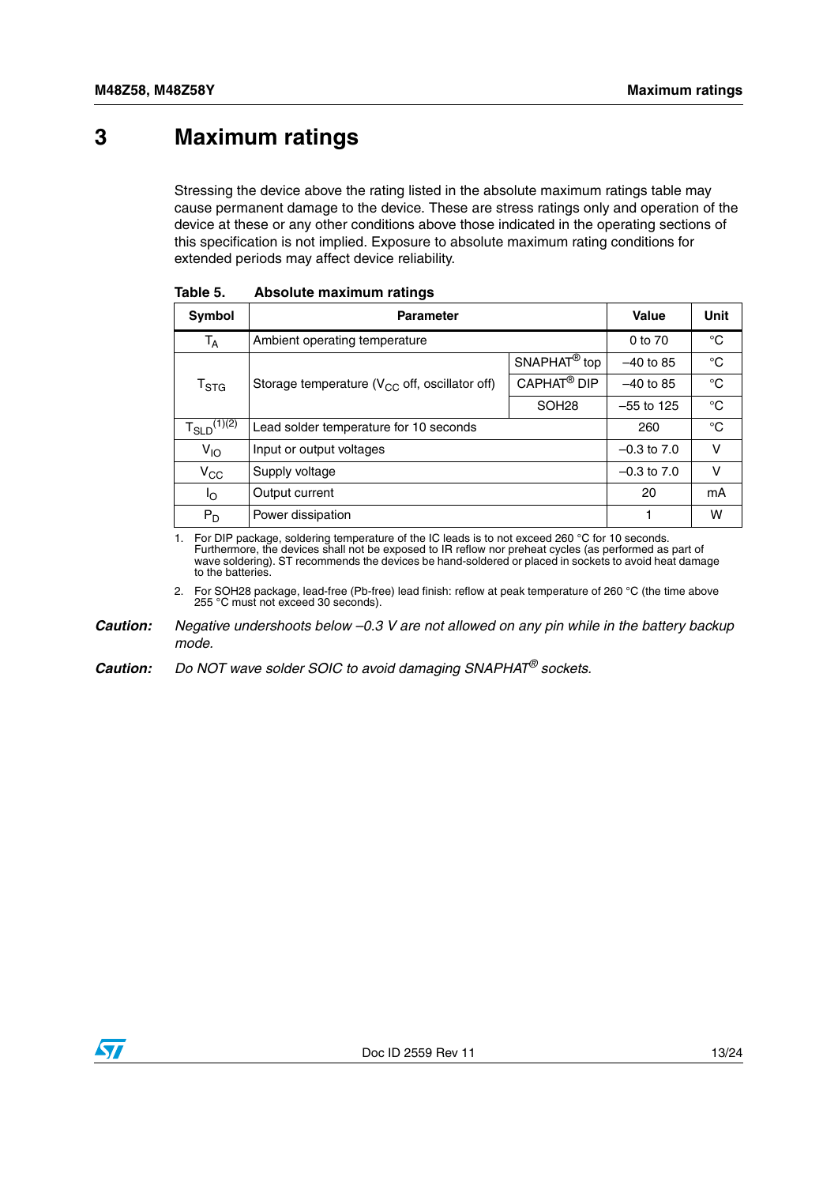# 3 Maximum ratings

Stressing the device above the rating listed in the absolute maximum ratings table may cause permanent damage to the device. These are stress ratings only and operation of the device at these or any other conditions above those indicated in the operating sections of this specification is not implied. Exposure to absolute maximum rating conditions for extended periods may affect device reliability.

**Table 5. Absolute maximum ratings**

| Symbol | Parameter | | Value | Unit |
|---|---|---|---|---|
| $T_A$ | Ambient operating temperature | | 0 to 70 | °C |
| $T_{STG}$ | Storage temperature ($V_{CC}$ off, oscillator off) | SNAPHAT® top | –40 to 85 | °C |
| | | CAPHAT® DIP | –40 to 85 | °C |
| | | SOH28 | –55 to 125 | °C |
| $T_{SLD}$ [(1)(2)] | Lead solder temperature for 10 seconds | | 260 | °C |
| $V_{IO}$ | Input or output voltages | | –0.3 to 7.0 | V |
| $V_{CC}$ | Supply voltage | | –0.3 to 7.0 | V |
| $I_O$ | Output current | | 20 | mA |
| $P_D$ | Power dissipation | | 1 | W |

1. For DIP package, soldering temperature of the IC leads is to not exceed 260 °C for 10 seconds. Furthermore, the devices shall not be exposed to IR reflow nor preheat cycles (as performed as part of wave soldering). ST recommends the devices be hand-soldered or placed in sockets to avoid heat damage to the batteries.
2. For SOH28 package, lead-free (Pb-free) lead finish: reflow at peak temperature of 260 °C (the time above 255 °C must not exceed 30 seconds).

**Caution:** *Negative undershoots below –0.3 V are not allowed on any pin while in the battery backup mode.*

**Caution:** *Do NOT wave solder SOIC to avoid damaging SNAPHAT® sockets.*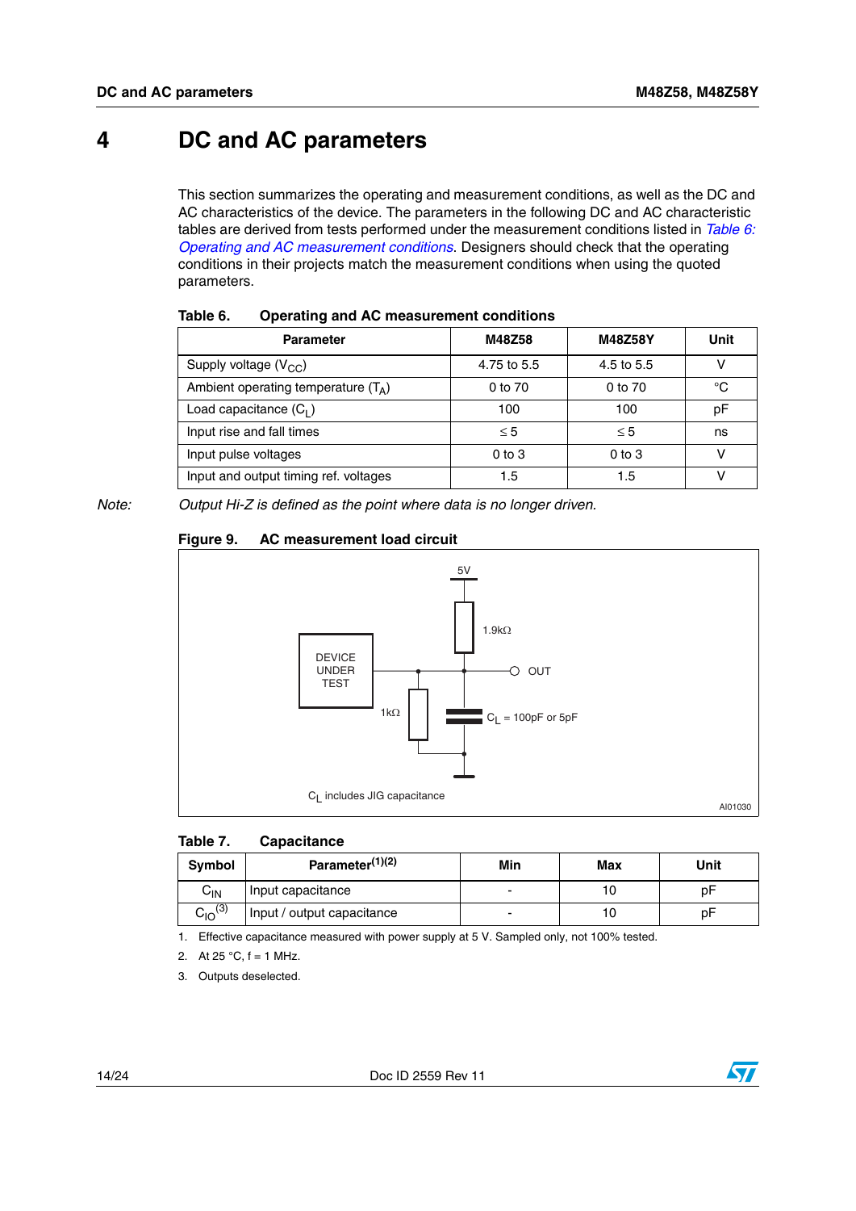# 4 DC and AC parameters

This section summarizes the operating and measurement conditions, as well as the DC and AC characteristics of the device. The parameters in the following DC and AC characteristic tables are derived from tests performed under the measurement conditions listed in *Table 6: Operating and AC measurement conditions*. Designers should check that the operating conditions in their projects match the measurement conditions when using the quoted parameters.

**Table 6. Operating and AC measurement conditions**

| Parameter | M48Z58 | M48Z58Y | Unit |
|---|---|---|---|
| Supply voltage ($V_{CC}$) | 4.75 to 5.5 | 4.5 to 5.5 | V |
| Ambient operating temperature ($T_A$) | 0 to 70 | 0 to 70 | °C |
| Load capacitance ($C_L$) | 100 | 100 | pF |
| Input rise and fall times | ≤ 5 | ≤ 5 | ns |
| Input pulse voltages | 0 to 3 | 0 to 3 | V |
| Input and output timing ref. voltages | 1.5 | 1.5 | V |

*Note: Output Hi-Z is defined as the point where data is no longer driven.*

**Figure 9. AC measurement load circuit**

5V

1.9kΩ

DEVICE UNDER TEST

OUT

1kΩ

$C_L$ = 100pF or 5pF

$C_L$ includes JIG capacitance

AI01030

**Table 7. Capacitance**

| Symbol | Parameter[1][2] | Min | Max | Unit |
|---|---|---|---|---|
| $C_{IN}$ | Input capacitance | - | 10 | pF |
| $C_{IO}$[3] | Input / output capacitance | - | 10 | pF |

1. Effective capacitance measured with power supply at 5 V. Sampled only, not 100% tested.
2. At 25 °C, f = 1 MHz.
3. Outputs deselected.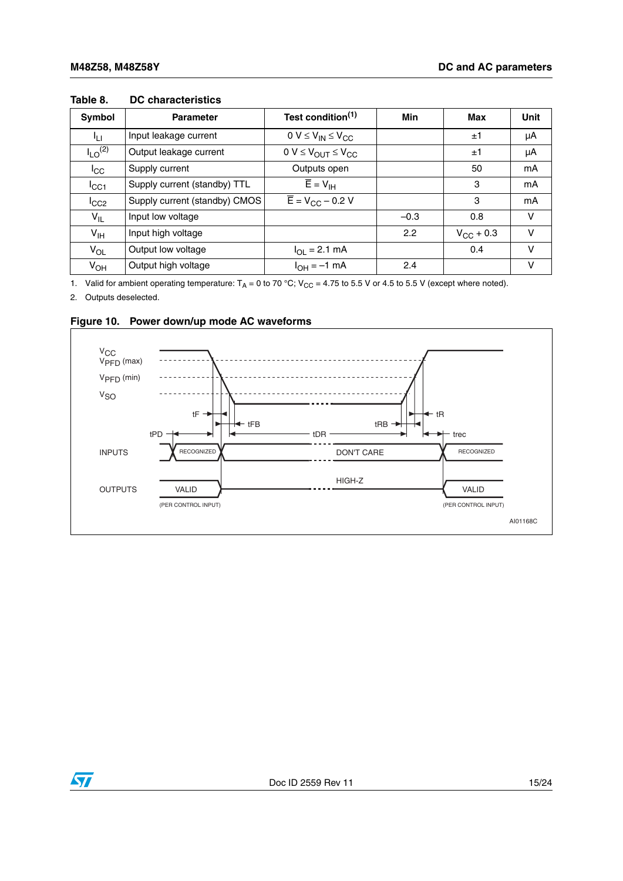Table 8. DC characteristics

| Symbol | Parameter | Test condition(1) | Min | Max | Unit |
|---|---|---|---|---|---|
| $I_{LI}$ | Input leakage current | $0\text{ V} \leq V_{IN} \leq V_{CC}$ | | ±1 | µA |
| $I_{LO}$(2) | Output leakage current | $0\text{ V} \leq V_{OUT} \leq V_{CC}$ | | ±1 | µA |
| $I_{CC}$ | Supply current | Outputs open | | 50 | mA |
| $I_{CC1}$ | Supply current (standby) TTL | $\overline{E} = V_{IH}$ | | 3 | mA |
| $I_{CC2}$ | Supply current (standby) CMOS | $\overline{E} = V_{CC} - 0.2\text{ V}$ | | 3 | mA |
| $V_{IL}$ | Input low voltage | | –0.3 | 0.8 | V |
| $V_{IH}$ | Input high voltage | | 2.2 | $V_{CC} + 0.3$ | V |
| $V_{OL}$ | Output low voltage | $I_{OL} = 2.1\text{ mA}$ | | 0.4 | V |
| $V_{OH}$ | Output high voltage | $I_{OH} = -1\text{ mA}$ | 2.4 | | V |

1. Valid for ambient operating temperature: $T_A$ = 0 to 70 °C; $V_{CC}$ = 4.75 to 5.5 V or 4.5 to 5.5 V (except where noted).
2. Outputs deselected.

Figure 10. Power down/up mode AC waveforms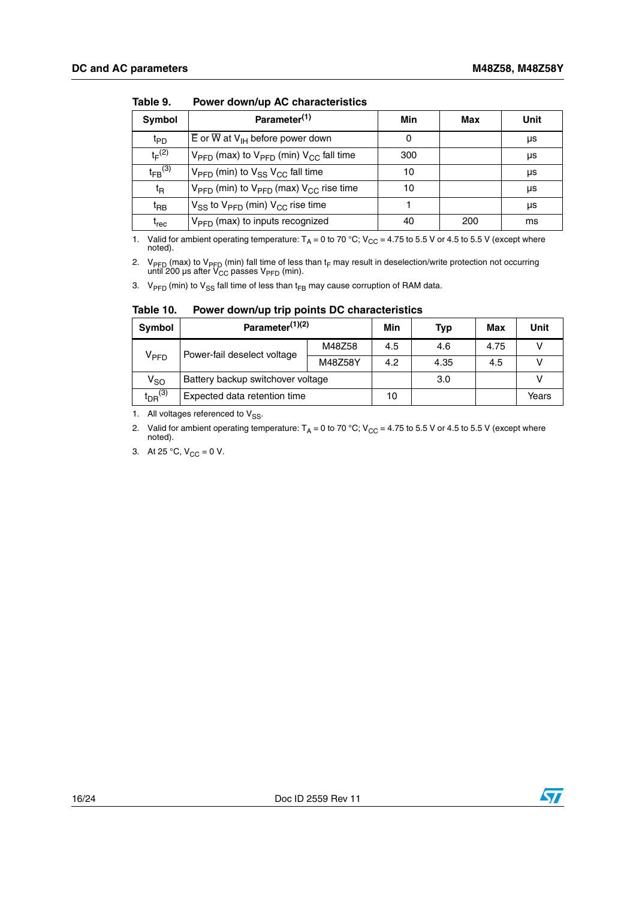Table 9. Power down/up AC characteristics

| Symbol | Parameter[1] | Min | Max | Unit |
|---|---|---|---|---|
| $t_{PD}$ | $\overline{E}$ or $\overline{W}$ at $V_{IH}$ before power down | 0 | | µs |
| $t_F$[2] | $V_{PFD}$ (max) to $V_{PFD}$ (min) $V_{CC}$ fall time | 300 | | µs |
| $t_{FB}$[3] | $V_{PFD}$ (min) to $V_{SS}$ $V_{CC}$ fall time | 10 | | µs |
| $t_R$ | $V_{PFD}$ (min) to $V_{PFD}$ (max) $V_{CC}$ rise time | 10 | | µs |
| $t_{RB}$ | $V_{SS}$ to $V_{PFD}$ (min) $V_{CC}$ rise time | 1 | | µs |
| $t_{rec}$ | $V_{PFD}$ (max) to inputs recognized | 40 | 200 | ms |

1. Valid for ambient operating temperature: $T_A$ = 0 to 70 °C; $V_{CC}$ = 4.75 to 5.5 V or 4.5 to 5.5 V (except where noted).
2. $V_{PFD}$ (max) to $V_{PFD}$ (min) fall time of less than $t_F$ may result in deselection/write protection not occurring until 200 µs after $V_{CC}$ passes $V_{PFD}$ (min).
3. $V_{PFD}$ (min) to $V_{SS}$ fall time of less than $t_{FB}$ may cause corruption of RAM data.

Table 10. Power down/up trip points DC characteristics

| Symbol | Parameter[1][2] | | Min | Typ | Max | Unit |
|---|---|---|---|---|---|---|
| $V_{PFD}$ | Power-fail deselect voltage | M48Z58 | 4.5 | 4.6 | 4.75 | V |
| | | M48Z58Y | 4.2 | 4.35 | 4.5 | V |
| $V_{SO}$ | Battery backup switchover voltage | | | 3.0 | | V |
| $t_{DR}$[3] | Expected data retention time | | 10 | | | Years |

1. All voltages referenced to $V_{SS}$.
2. Valid for ambient operating temperature: $T_A$ = 0 to 70 °C; $V_{CC}$ = 4.75 to 5.5 V or 4.5 to 5.5 V (except where noted).
3. At 25 °C, $V_{CC}$ = 0 V.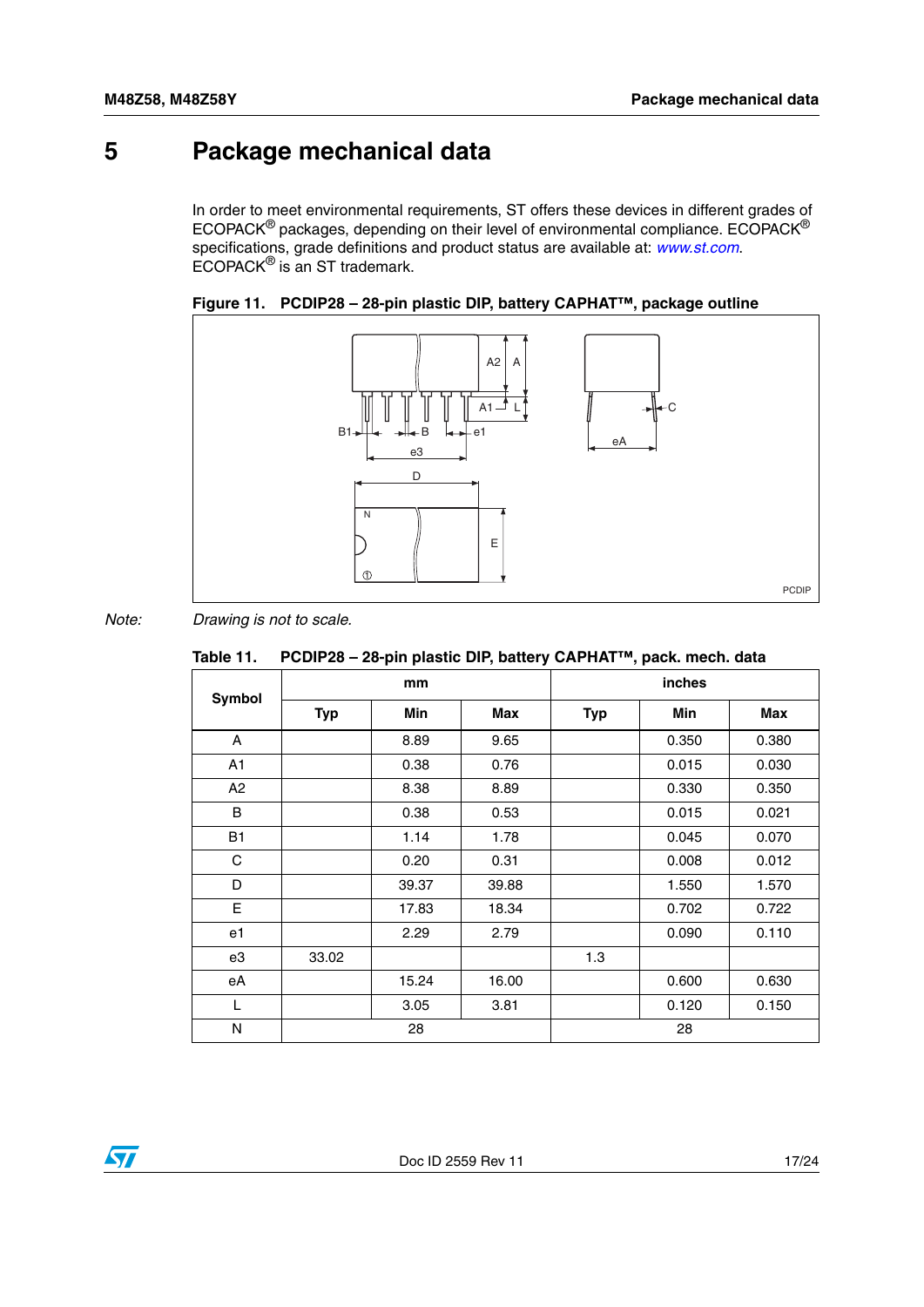# 5 Package mechanical data

In order to meet environmental requirements, ST offers these devices in different grades of ECOPACK® packages, depending on their level of environmental compliance. ECOPACK® specifications, grade definitions and product status are available at: *www.st.com*. ECOPACK® is an ST trademark.

**Figure 11. PCDIP28 – 28-pin plastic DIP, battery CAPHAT™, package outline**

*Note: Drawing is not to scale.*

**Table 11. PCDIP28 – 28-pin plastic DIP, battery CAPHAT™, pack. mech. data**

| Symbol | mm | | | inches | | |
|---|---|---|---|---|---|---|
| | Typ | Min | Max | Typ | Min | Max |
| A | | 8.89 | 9.65 | | 0.350 | 0.380 |
| A1 | | 0.38 | 0.76 | | 0.015 | 0.030 |
| A2 | | 8.38 | 8.89 | | 0.330 | 0.350 |
| B | | 0.38 | 0.53 | | 0.015 | 0.021 |
| B1 | | 1.14 | 1.78 | | 0.045 | 0.070 |
| C | | 0.20 | 0.31 | | 0.008 | 0.012 |
| D | | 39.37 | 39.88 | | 1.550 | 1.570 |
| E | | 17.83 | 18.34 | | 0.702 | 0.722 |
| e1 | | 2.29 | 2.79 | | 0.090 | 0.110 |
| e3 | 33.02 | | | 1.3 | | |
| eA | | 15.24 | 16.00 | | 0.600 | 0.630 |
| L | | 3.05 | 3.81 | | 0.120 | 0.150 |
| N | 28 | | | 28 | | |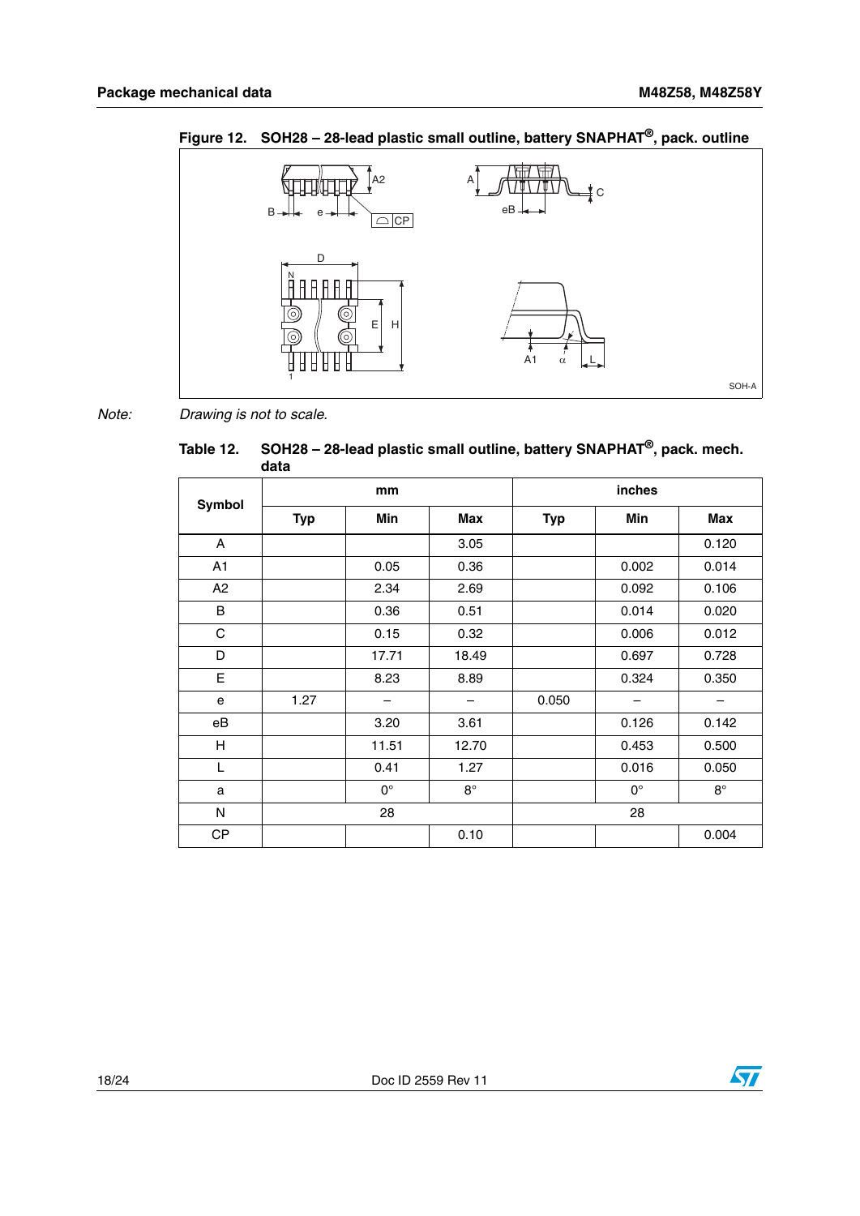**Figure 12. SOH28 – 28-lead plastic small outline, battery SNAPHAT®, pack. outline**

*Note: Drawing is not to scale.*

**Table 12. SOH28 – 28-lead plastic small outline, battery SNAPHAT®, pack. mech. data**

| Symbol | mm | | | inches | | |
|---|---|---|---|---|---|---|
| | Typ | Min | Max | Typ | Min | Max |
| A | | | 3.05 | | | 0.120 |
| A1 | | 0.05 | 0.36 | | 0.002 | 0.014 |
| A2 | | 2.34 | 2.69 | | 0.092 | 0.106 |
| B | | 0.36 | 0.51 | | 0.014 | 0.020 |
| C | | 0.15 | 0.32 | | 0.006 | 0.012 |
| D | | 17.71 | 18.49 | | 0.697 | 0.728 |
| E | | 8.23 | 8.89 | | 0.324 | 0.350 |
| e | 1.27 | – | – | 0.050 | – | – |
| eB | | 3.20 | 3.61 | | 0.126 | 0.142 |
| H | | 11.51 | 12.70 | | 0.453 | 0.500 |
| L | | 0.41 | 1.27 | | 0.016 | 0.050 |
| a | | 0° | 8° | | 0° | 8° |
| N | 28 | | | 28 | | |
| CP | | | 0.10 | | | 0.004 |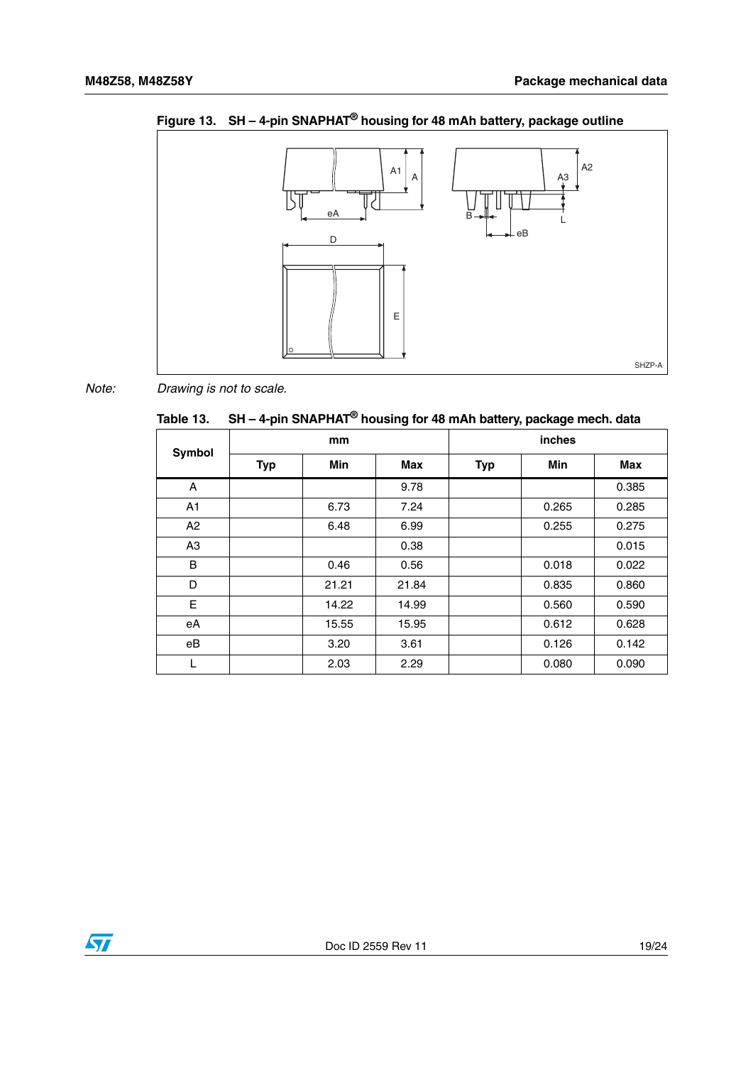Figure 13. SH – 4-pin SNAPHAT® housing for 48 mAh battery, package outline

*Note: Drawing is not to scale.*

Table 13. SH – 4-pin SNAPHAT® housing for 48 mAh battery, package mech. data

| Symbol | mm | | | inches | | |
|---|---|---|---|---|---|---|
| | Typ | Min | Max | Typ | Min | Max |
| A | | | 9.78 | | | 0.385 |
| A1 | | 6.73 | 7.24 | | 0.265 | 0.285 |
| A2 | | 6.48 | 6.99 | | 0.255 | 0.275 |
| A3 | | | 0.38 | | | 0.015 |
| B | | 0.46 | 0.56 | | 0.018 | 0.022 |
| D | | 21.21 | 21.84 | | 0.835 | 0.860 |
| E | | 14.22 | 14.99 | | 0.560 | 0.590 |
| eA | | 15.55 | 15.95 | | 0.612 | 0.628 |
| eB | | 3.20 | 3.61 | | 0.126 | 0.142 |
| L | | 2.03 | 2.29 | | 0.080 | 0.090 |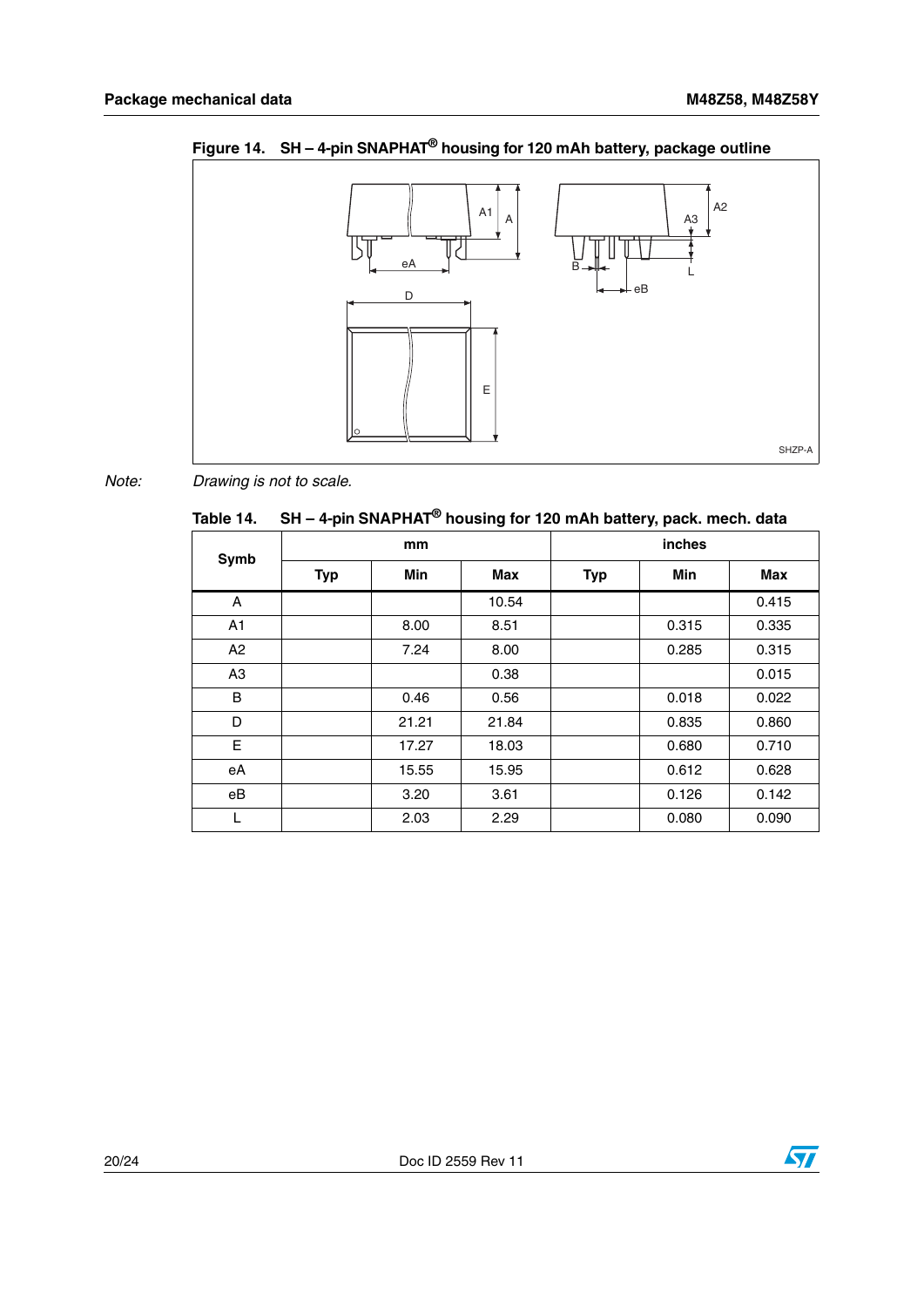Figure 14. SH – 4-pin SNAPHAT® housing for 120 mAh battery, package outline

*Note: Drawing is not to scale.*

Table 14. SH – 4-pin SNAPHAT® housing for 120 mAh battery, pack. mech. data

| Symb | mm | | | inches | | |
|---|---|---|---|---|---|---|
| | Typ | Min | Max | Typ | Min | Max |
| A | | | 10.54 | | | 0.415 |
| A1 | | 8.00 | 8.51 | | 0.315 | 0.335 |
| A2 | | 7.24 | 8.00 | | 0.285 | 0.315 |
| A3 | | | 0.38 | | | 0.015 |
| B | | 0.46 | 0.56 | | 0.018 | 0.022 |
| D | | 21.21 | 21.84 | | 0.835 | 0.860 |
| E | | 17.27 | 18.03 | | 0.680 | 0.710 |
| eA | | 15.55 | 15.95 | | 0.612 | 0.628 |
| eB | | 3.20 | 3.61 | | 0.126 | 0.142 |
| L | | 2.03 | 2.29 | | 0.080 | 0.090 |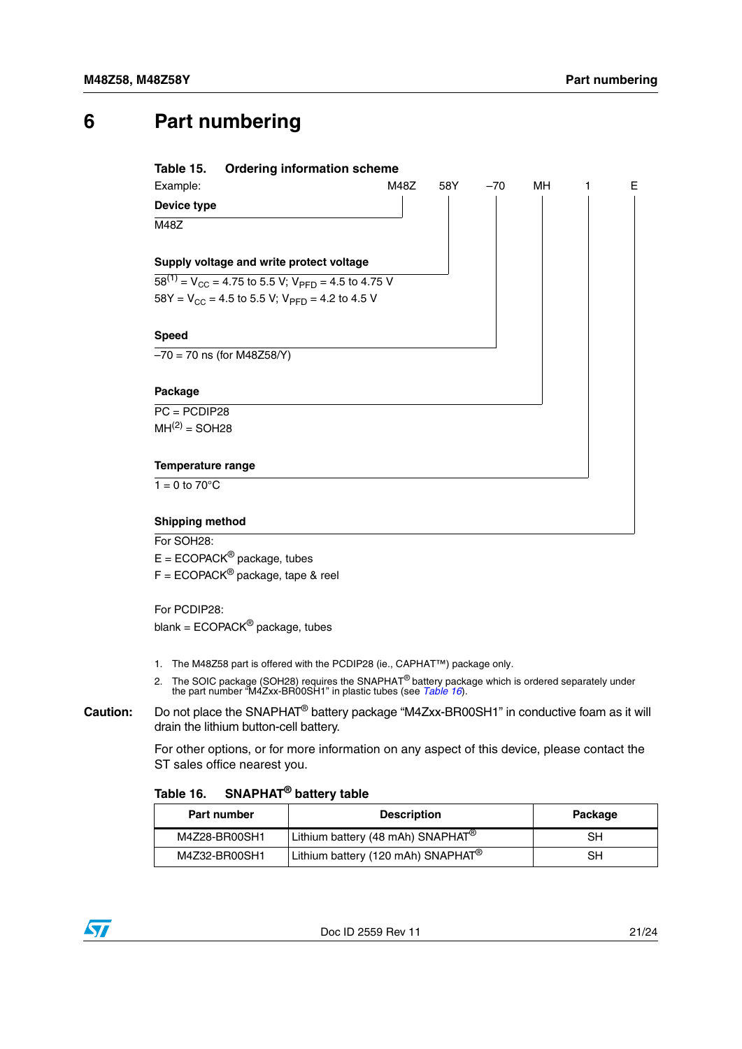# 6 Part numbering

**Table 15. Ordering information scheme**

Example: M48Z 58Y –70 MH 1 E

**Device type**

M48Z

**Supply voltage and write protect voltage**

58[1] = $V_{CC}$ = 4.75 to 5.5 V; $V_{PFD}$ = 4.5 to 4.75 V

58Y = $V_{CC}$ = 4.5 to 5.5 V; $V_{PFD}$ = 4.2 to 4.5 V

**Speed**

–70 = 70 ns (for M48Z58/Y)

**Package**

PC = PCDIP28

MH[2] = SOH28

**Temperature range**

1 = 0 to 70°C

**Shipping method**

For SOH28:

E = ECOPACK® package, tubes

F = ECOPACK® package, tape & reel

For PCDIP28:

blank = ECOPACK® package, tubes

1. The M48Z58 part is offered with the PCDIP28 (ie., CAPHAT™) package only.
2. The SOIC package (SOH28) requires the SNAPHAT® battery package which is ordered separately under the part number "M4Zxx-BR00SH1" in plastic tubes (see *Table 16*).

**Caution:** Do not place the SNAPHAT® battery package "M4Zxx-BR00SH1" in conductive foam as it will drain the lithium button-cell battery.

For other options, or for more information on any aspect of this device, please contact the ST sales office nearest you.

**Table 16. SNAPHAT® battery table**

| Part number | Description | Package |
|---|---|---|
| M4Z28-BR00SH1 | Lithium battery (48 mAh) SNAPHAT® | SH |
| M4Z32-BR00SH1 | Lithium battery (120 mAh) SNAPHAT® | SH |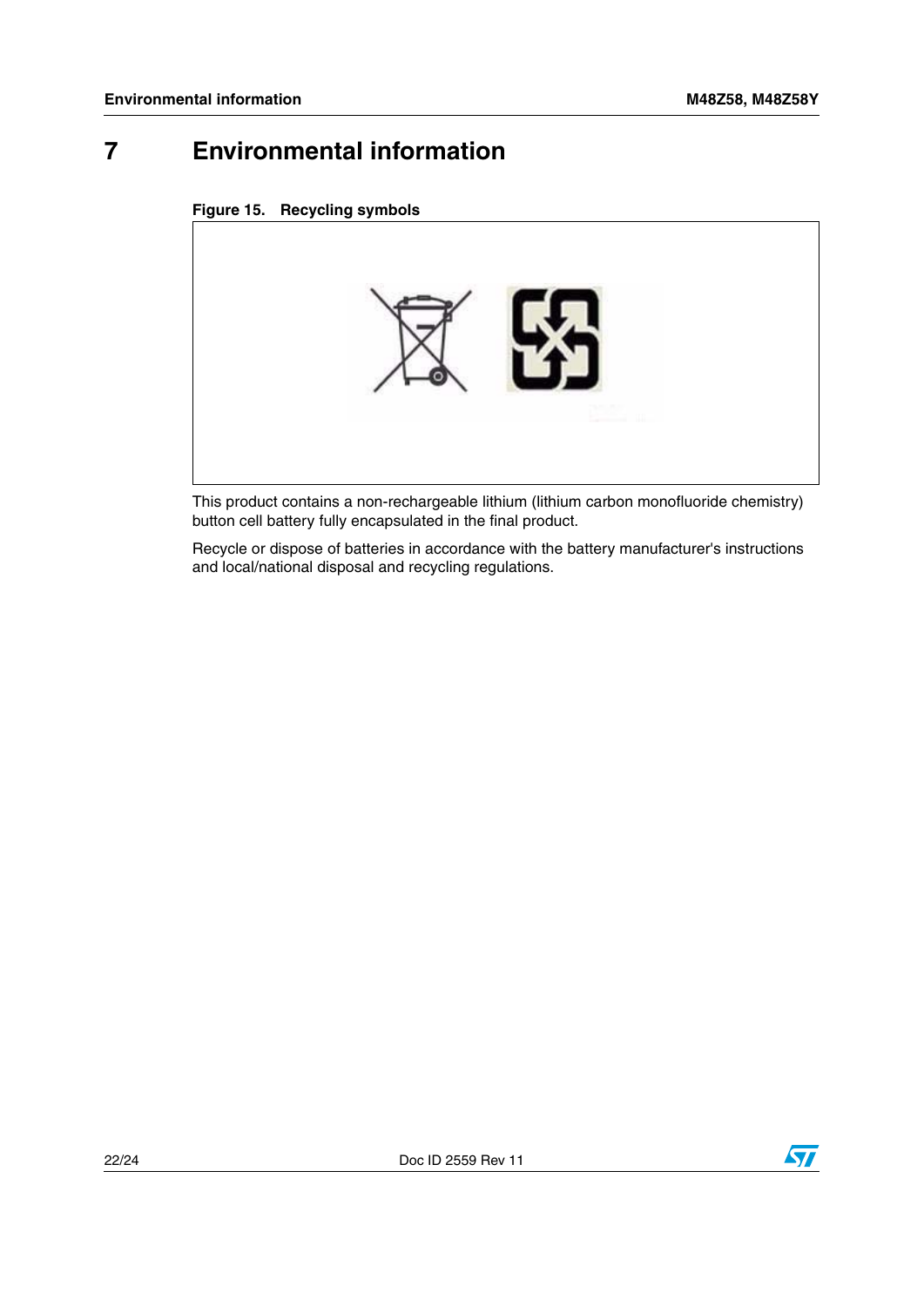# 7 Environmental information

Figure 15. Recycling symbols

This product contains a non-rechargeable lithium (lithium carbon monofluoride chemistry) button cell battery fully encapsulated in the final product.

Recycle or dispose of batteries in accordance with the battery manufacturer's instructions and local/national disposal and recycling regulations.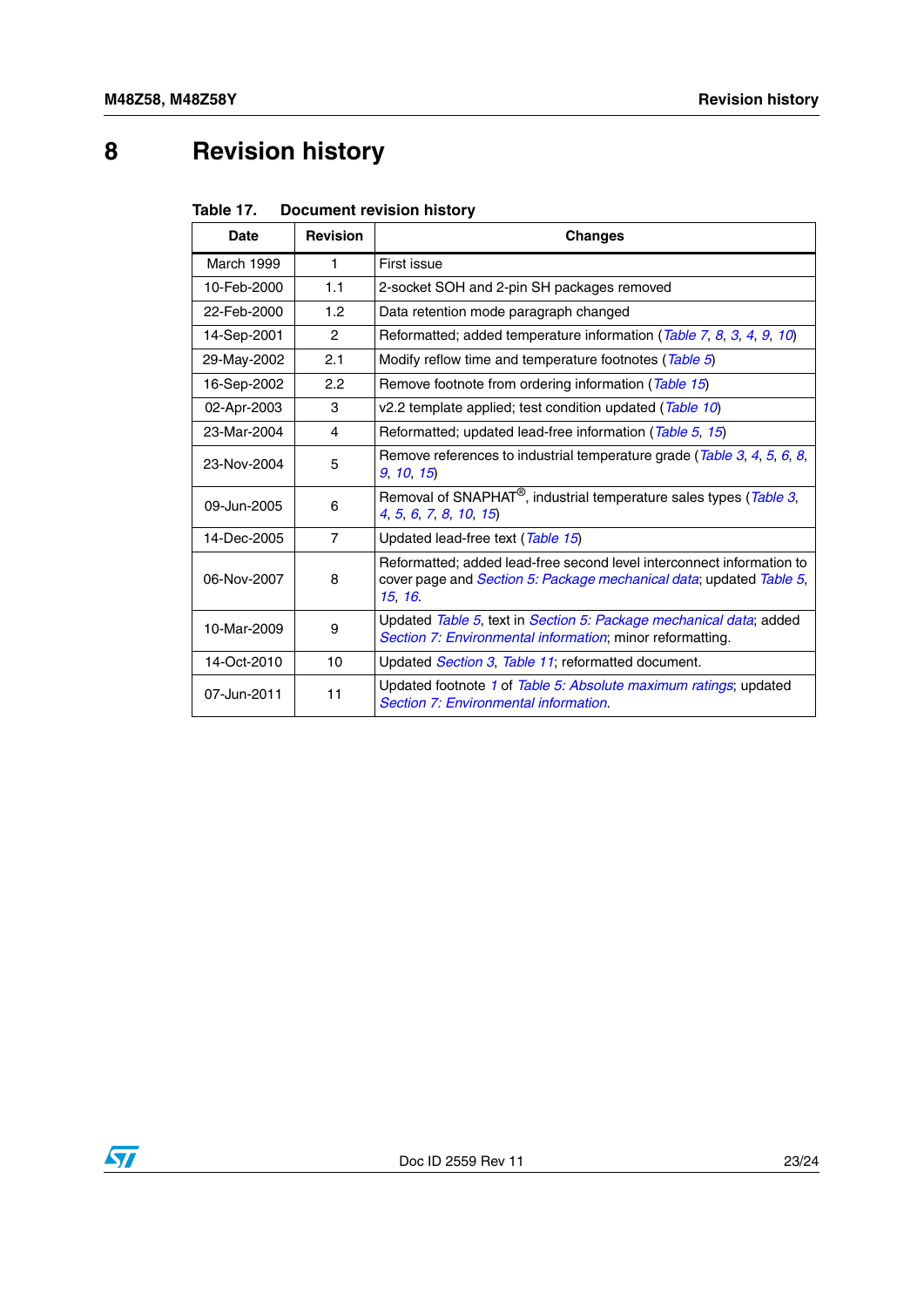# 8 Revision history

**Table 17. Document revision history**

| Date | Revision | Changes |
|---|---|---|
| March 1999 | 1 | First issue |
| 10-Feb-2000 | 1.1 | 2-socket SOH and 2-pin SH packages removed |
| 22-Feb-2000 | 1.2 | Data retention mode paragraph changed |
| 14-Sep-2001 | 2 | Reformatted; added temperature information (*Table 7*, *8*, *3*, *4*, *9*, *10*) |
| 29-May-2002 | 2.1 | Modify reflow time and temperature footnotes (*Table 5*) |
| 16-Sep-2002 | 2.2 | Remove footnote from ordering information (*Table 15*) |
| 02-Apr-2003 | 3 | v2.2 template applied; test condition updated (*Table 10*) |
| 23-Mar-2004 | 4 | Reformatted; updated lead-free information (*Table 5*, *15*) |
| 23-Nov-2004 | 5 | Remove references to industrial temperature grade (*Table 3*, *4*, *5*, *6*, *8*, *9*, *10*, *15*) |
| 09-Jun-2005 | 6 | Removal of SNAPHAT®, industrial temperature sales types (*Table 3*, *4*, *5*, *6*, *7*, *8*, *10*, *15*) |
| 14-Dec-2005 | 7 | Updated lead-free text (*Table 15*) |
| 06-Nov-2007 | 8 | Reformatted; added lead-free second level interconnect information to cover page and *Section 5: Package mechanical data*; updated *Table 5*, *15*, *16*. |
| 10-Mar-2009 | 9 | Updated *Table 5*, text in *Section 5: Package mechanical data*; added *Section 7: Environmental information*; minor reformatting. |
| 14-Oct-2010 | 10 | Updated *Section 3*, *Table 11*; reformatted document. |
| 07-Jun-2011 | 11 | Updated footnote *1* of *Table 5: Absolute maximum ratings*; updated *Section 7: Environmental information*. |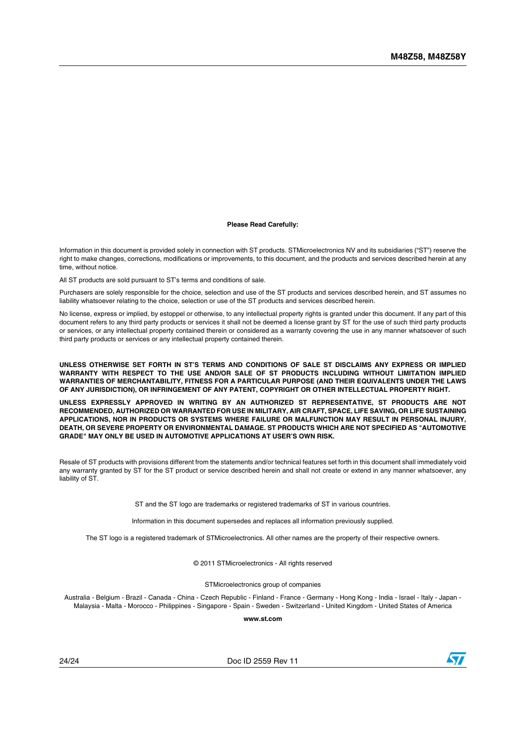**Please Read Carefully:**

Information in this document is provided solely in connection with ST products. STMicroelectronics NV and its subsidiaries (“ST”) reserve the right to make changes, corrections, modifications or improvements, to this document, and the products and services described herein at any time, without notice.

All ST products are sold pursuant to ST’s terms and conditions of sale.

Purchasers are solely responsible for the choice, selection and use of the ST products and services described herein, and ST assumes no liability whatsoever relating to the choice, selection or use of the ST products and services described herein.

No license, express or implied, by estoppel or otherwise, to any intellectual property rights is granted under this document. If any part of this document refers to any third party products or services it shall not be deemed a license grant by ST for the use of such third party products or services, or any intellectual property contained therein or considered as a warranty covering the use in any manner whatsoever of such third party products or services or any intellectual property contained therein.

**UNLESS OTHERWISE SET FORTH IN ST’S TERMS AND CONDITIONS OF SALE ST DISCLAIMS ANY EXPRESS OR IMPLIED WARRANTY WITH RESPECT TO THE USE AND/OR SALE OF ST PRODUCTS INCLUDING WITHOUT LIMITATION IMPLIED WARRANTIES OF MERCHANTABILITY, FITNESS FOR A PARTICULAR PURPOSE (AND THEIR EQUIVALENTS UNDER THE LAWS OF ANY JURISDICTION), OR INFRINGEMENT OF ANY PATENT, COPYRIGHT OR OTHER INTELLECTUAL PROPERTY RIGHT.**

**UNLESS EXPRESSLY APPROVED IN WRITING BY AN AUTHORIZED ST REPRESENTATIVE, ST PRODUCTS ARE NOT RECOMMENDED, AUTHORIZED OR WARRANTED FOR USE IN MILITARY, AIR CRAFT, SPACE, LIFE SAVING, OR LIFE SUSTAINING APPLICATIONS, NOR IN PRODUCTS OR SYSTEMS WHERE FAILURE OR MALFUNCTION MAY RESULT IN PERSONAL INJURY, DEATH, OR SEVERE PROPERTY OR ENVIRONMENTAL DAMAGE. ST PRODUCTS WHICH ARE NOT SPECIFIED AS "AUTOMOTIVE GRADE" MAY ONLY BE USED IN AUTOMOTIVE APPLICATIONS AT USER’S OWN RISK.**

Resale of ST products with provisions different from the statements and/or technical features set forth in this document shall immediately void any warranty granted by ST for the ST product or service described herein and shall not create or extend in any manner whatsoever, any liability of ST.

ST and the ST logo are trademarks or registered trademarks of ST in various countries.

Information in this document supersedes and replaces all information previously supplied.

The ST logo is a registered trademark of STMicroelectronics. All other names are the property of their respective owners.

© 2011 STMicroelectronics - All rights reserved

STMicroelectronics group of companies

Australia - Belgium - Brazil - Canada - China - Czech Republic - Finland - France - Germany - Hong Kong - India - Israel - Italy - Japan - Malaysia - Malta - Morocco - Philippines - Singapore - Spain - Sweden - Switzerland - United Kingdom - United States of America

**www.st.com**